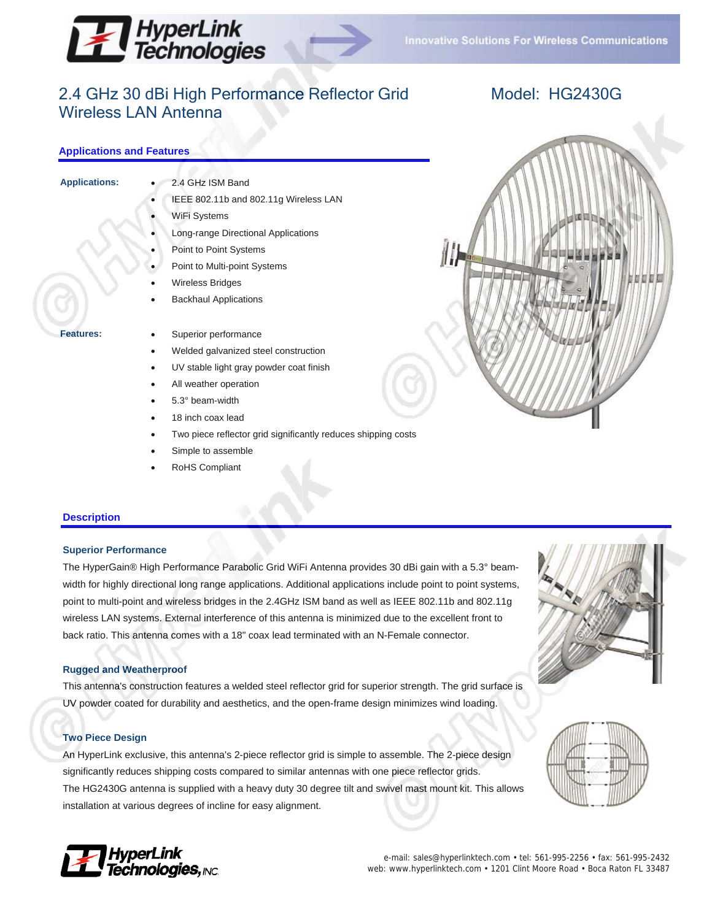# 2.4 GHz 30 dBi High Performance Reflector Grid Wireless LAN Antenna

**Model: HG2430G**

## Applications and Features

**Applications:**

- 2.4 GHz ISM Band
- IEEE 802.11b and 802.11g Wireless LAN
- WiFi Systems
- Long-range Directional Applications
- Point to Point Systems
- Point to Multi-point Systems
- Wireless Bridges
- Backhaul Applications

**Features:**

- Superior performance
- Welded galvanized steel construction
- UV stable light gray powder coat finish
- All weather operation
- 5.3° beam-width
- 18 inch coax lead
- Two piece reflector grid significantly reduces shipping costs
- Simple to assemble
- RoHS Compliant

## Description

### Superior Performance

The HyperGain® High Performance Parabolic Grid WiFi Antenna provides 30 dBi gain with a 5.3° beam-width for highly directional long range applications. Additional applications include point to point systems, point to multi-point and wireless bridges in the 2.4GHz ISM band as well as IEEE 802.11b and 802.11g wireless LAN systems. External interference of this antenna is minimized due to the excellent front to back ratio. This antenna comes with a 18" coax lead terminated with an N-Female connector.

### Rugged and Weatherproof

This antenna's construction features a welded steel reflector grid for superior strength. The grid surface is UV powder coated for durability and aesthetics, and the open-frame design minimizes wind loading.

### Two Piece Design

An HyperLink exclusive, this antenna's 2-piece reflector grid is simple to assemble. The 2-piece design significantly reduces shipping costs compared to similar antennas with one piece reflector grids.
The HG2430G antenna is supplied with a heavy duty 30 degree tilt and swivel mast mount kit. This allows installation at various degrees of incline for easy alignment.

e-mail: sales@hyperlinktech.com • tel: 561-995-2256 • fax: 561-995-2432
web: www.hyperlinktech.com • 1201 Clint Moore Road • Boca Raton FL 33487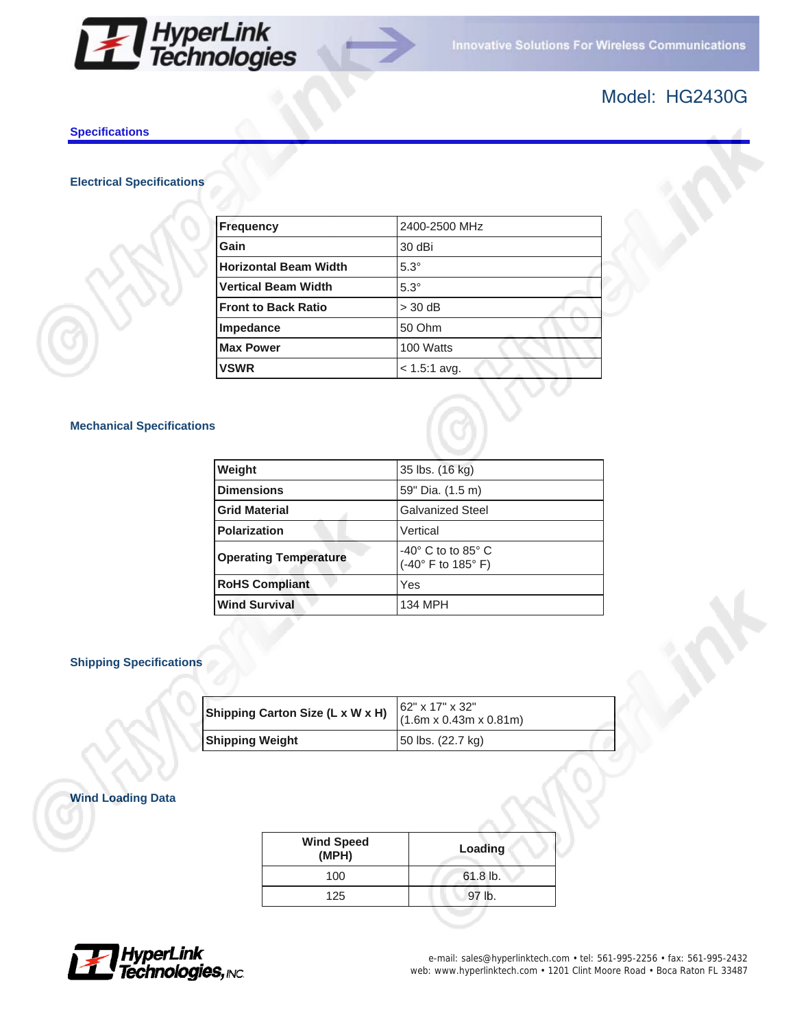# Model: HG2430G

## Specifications

### Electrical Specifications

| | |
|---|---|
| **Frequency** | 2400-2500 MHz |
| **Gain** | 30 dBi |
| **Horizontal Beam Width** | 5.3° |
| **Vertical Beam Width** | 5.3° |
| **Front to Back Ratio** | > 30 dB |
| **Impedance** | 50 Ohm |
| **Max Power** | 100 Watts |
| **VSWR** | < 1.5:1 avg. |

### Mechanical Specifications

| | |
|---|---|
| **Weight** | 35 lbs. (16 kg) |
| **Dimensions** | 59" Dia. (1.5 m) |
| **Grid Material** | Galvanized Steel |
| **Polarization** | Vertical |
| **Operating Temperature** | -40° C to to 85° C (-40° F to 185° F) |
| **RoHS Compliant** | Yes |
| **Wind Survival** | 134 MPH |

### Shipping Specifications

| | |
|---|---|
| **Shipping Carton Size (L x W x H)** | 62" x 17" x 32" (1.6m x 0.43m x 0.81m) |
| **Shipping Weight** | 50 lbs. (22.7 kg) |

### Wind Loading Data

| Wind Speed (MPH) | Loading |
|---|---|
| 100 | 61.8 lb. |
| 125 | 97 lb. |

e-mail: sales@hyperlinktech.com • tel: 561-995-2256 • fax: 561-995-2432
web: www.hyperlinktech.com • 1201 Clint Moore Road • Boca Raton FL 33487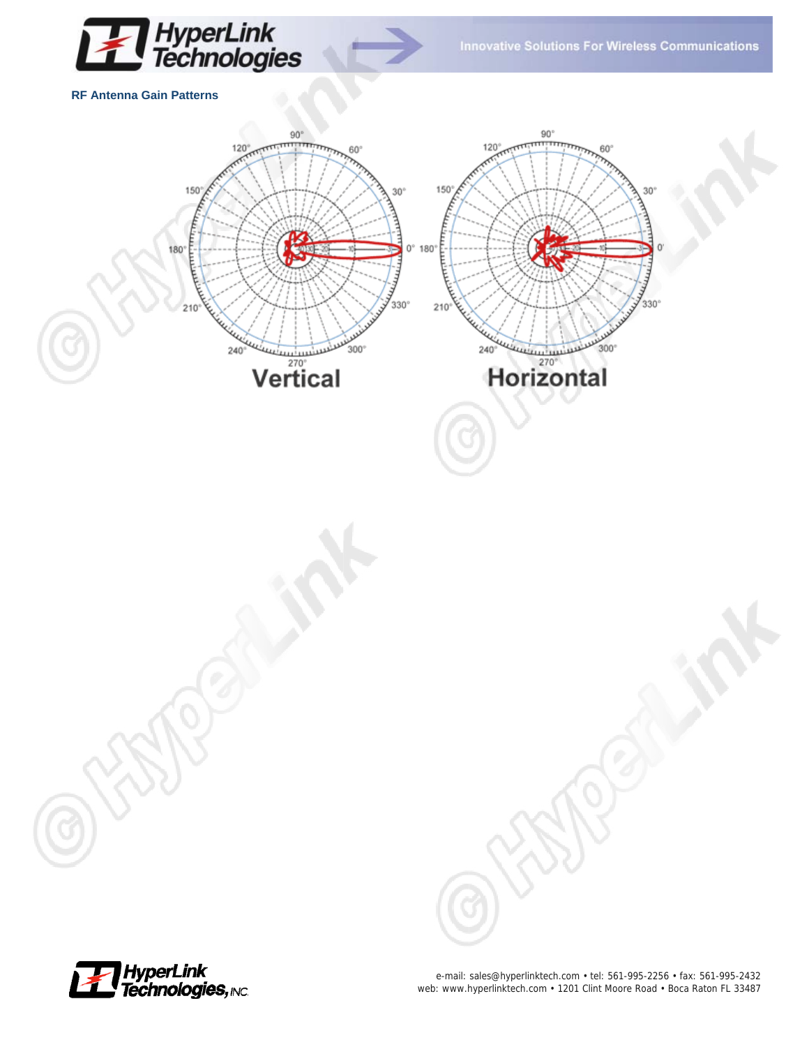## RF Antenna Gain Patterns

90°
120°
60°
150°
30°
180°
0°
210°
330°
240°
300°
270°

Vertical

90°
120°
60°
150°
30°
180°
0°
210°
330°
240°
300°
270°

Horizontal